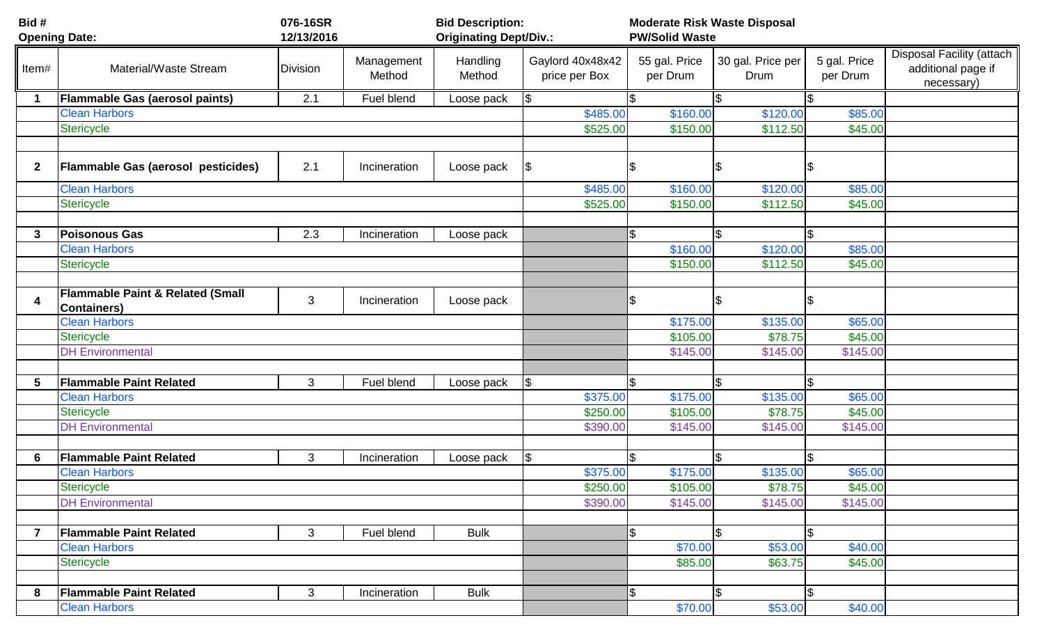| | | | |
|---|---|---|---|
| **Bid #** | **076-16SR** | **Bid Description:** | **Moderate Risk Waste Disposal** |
| **Opening Date:** | **12/13/2016** | **Originating Dept/Div.:** | **PW/Solid Waste** |

| Item# | Material/Waste Stream | Division | Management Method | Handling Method | Gaylord 40x48x42 price per Box | 55 gal. Price per Drum | 30 gal. Price per Drum | 5 gal. Price per Drum | Disposal Facility (attach additional page if necessary) |
|---|---|---|---|---|---|---|---|---|---|
| **1** | **Flammable Gas (aerosol paints)** | 2.1 | Fuel blend | Loose pack | $ | $ | $ | $ | |
| | Clean Harbors | | | | $485.00 | $160.00 | $120.00 | $85.00 | |
| | Stericycle | | | | $525.00 | $150.00 | $112.50 | $45.00 | |
| | | | | | | | | | |
| **2** | **Flammable Gas (aerosol pesticides)** | 2.1 | Incineration | Loose pack | $ | $ | $ | $ | |
| | Clean Harbors | | | | $485.00 | $160.00 | $120.00 | $85.00 | |
| | Stericycle | | | | $525.00 | $150.00 | $112.50 | $45.00 | |
| | | | | | | | | | |
| **3** | **Poisonous Gas** | 2.3 | Incineration | Loose pack | | $ | $ | $ | |
| | Clean Harbors | | | | | $160.00 | $120.00 | $85.00 | |
| | Stericycle | | | | | $150.00 | $112.50 | $45.00 | |
| | | | | | | | | | |
| **4** | **Flammable Paint & Related (Small Containers)** | 3 | Incineration | Loose pack | | $ | $ | $ | |
| | Clean Harbors | | | | | $175.00 | $135.00 | $65.00 | |
| | Stericycle | | | | | $105.00 | $78.75 | $45.00 | |
| | DH Environmental | | | | | $145.00 | $145.00 | $145.00 | |
| | | | | | | | | | |
| **5** | **Flammable Paint Related** | 3 | Fuel blend | Loose pack | $ | $ | $ | $ | |
| | Clean Harbors | | | | $375.00 | $175.00 | $135.00 | $65.00 | |
| | Stericycle | | | | $250.00 | $105.00 | $78.75 | $45.00 | |
| | DH Environmental | | | | $390.00 | $145.00 | $145.00 | $145.00 | |
| | | | | | | | | | |
| **6** | **Flammable Paint Related** | 3 | Incineration | Loose pack | $ | $ | $ | $ | |
| | Clean Harbors | | | | $375.00 | $175.00 | $135.00 | $65.00 | |
| | Stericycle | | | | $250.00 | $105.00 | $78.75 | $45.00 | |
| | DH Environmental | | | | $390.00 | $145.00 | $145.00 | $145.00 | |
| | | | | | | | | | |
| **7** | **Flammable Paint Related** | 3 | Fuel blend | Bulk | | $ | $ | $ | |
| | Clean Harbors | | | | | $70.00 | $53.00 | $40.00 | |
| | Stericycle | | | | | $85.00 | $63.75 | $45.00 | |
| | | | | | | | | | |
| **8** | **Flammable Paint Related** | 3 | Incineration | Bulk | | $ | $ | $ | |
| | Clean Harbors | | | | | $70.00 | $53.00 | $40.00 | |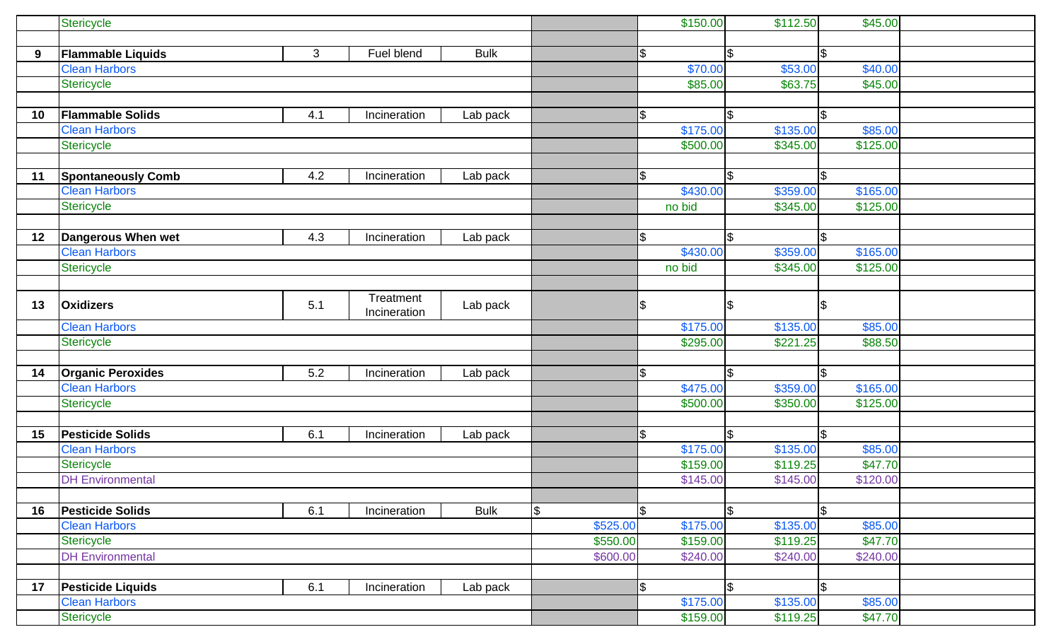| | | | | | | | | | |
|---|---|---|---|---|---|---|---|---|---|
| | Stericycle | | | | | $150.00 | $112.50 | $45.00 | |
| | | | | | | | | | |
| **9** | **Flammable Liquids** | 3 | Fuel blend | Bulk | | $ | $ | $ | |
| | Clean Harbors | | | | | $70.00 | $53.00 | $40.00 | |
| | Stericycle | | | | | $85.00 | $63.75 | $45.00 | |
| | | | | | | | | | |
| **10** | **Flammable Solids** | 4.1 | Incineration | Lab pack | | $ | $ | $ | |
| | Clean Harbors | | | | | $175.00 | $135.00 | $85.00 | |
| | Stericycle | | | | | $500.00 | $345.00 | $125.00 | |
| | | | | | | | | | |
| **11** | **Spontaneously Comb** | 4.2 | Incineration | Lab pack | | $ | $ | $ | |
| | Clean Harbors | | | | | $430.00 | $359.00 | $165.00 | |
| | Stericycle | | | | | no bid | $345.00 | $125.00 | |
| | | | | | | | | | |
| **12** | **Dangerous When wet** | 4.3 | Incineration | Lab pack | | $ | $ | $ | |
| | Clean Harbors | | | | | $430.00 | $359.00 | $165.00 | |
| | Stericycle | | | | | no bid | $345.00 | $125.00 | |
| | | | | | | | | | |
| **13** | **Oxidizers** | 5.1 | Treatment Incineration | Lab pack | | $ | $ | $ | |
| | Clean Harbors | | | | | $175.00 | $135.00 | $85.00 | |
| | Stericycle | | | | | $295.00 | $221.25 | $88.50 | |
| | | | | | | | | | |
| **14** | **Organic Peroxides** | 5.2 | Incineration | Lab pack | | $ | $ | $ | |
| | Clean Harbors | | | | | $475.00 | $359.00 | $165.00 | |
| | Stericycle | | | | | $500.00 | $350.00 | $125.00 | |
| | | | | | | | | | |
| **15** | **Pesticide Solids** | 6.1 | Incineration | Lab pack | | $ | $ | $ | |
| | Clean Harbors | | | | | $175.00 | $135.00 | $85.00 | |
| | Stericycle | | | | | $159.00 | $119.25 | $47.70 | |
| | DH Environmental | | | | | $145.00 | $145.00 | $120.00 | |
| | | | | | | | | | |
| **16** | **Pesticide Solids** | 6.1 | Incineration | Bulk | $ | $ | $ | $ | |
| | Clean Harbors | | | | $525.00 | $175.00 | $135.00 | $85.00 | |
| | Stericycle | | | | $550.00 | $159.00 | $119.25 | $47.70 | |
| | DH Environmental | | | | $600.00 | $240.00 | $240.00 | $240.00 | |
| | | | | | | | | | |
| **17** | **Pesticide Liquids** | 6.1 | Incineration | Lab pack | | $ | $ | $ | |
| | Clean Harbors | | | | | $175.00 | $135.00 | $85.00 | |
| | Stericycle | | | | | $159.00 | $119.25 | $47.70 | |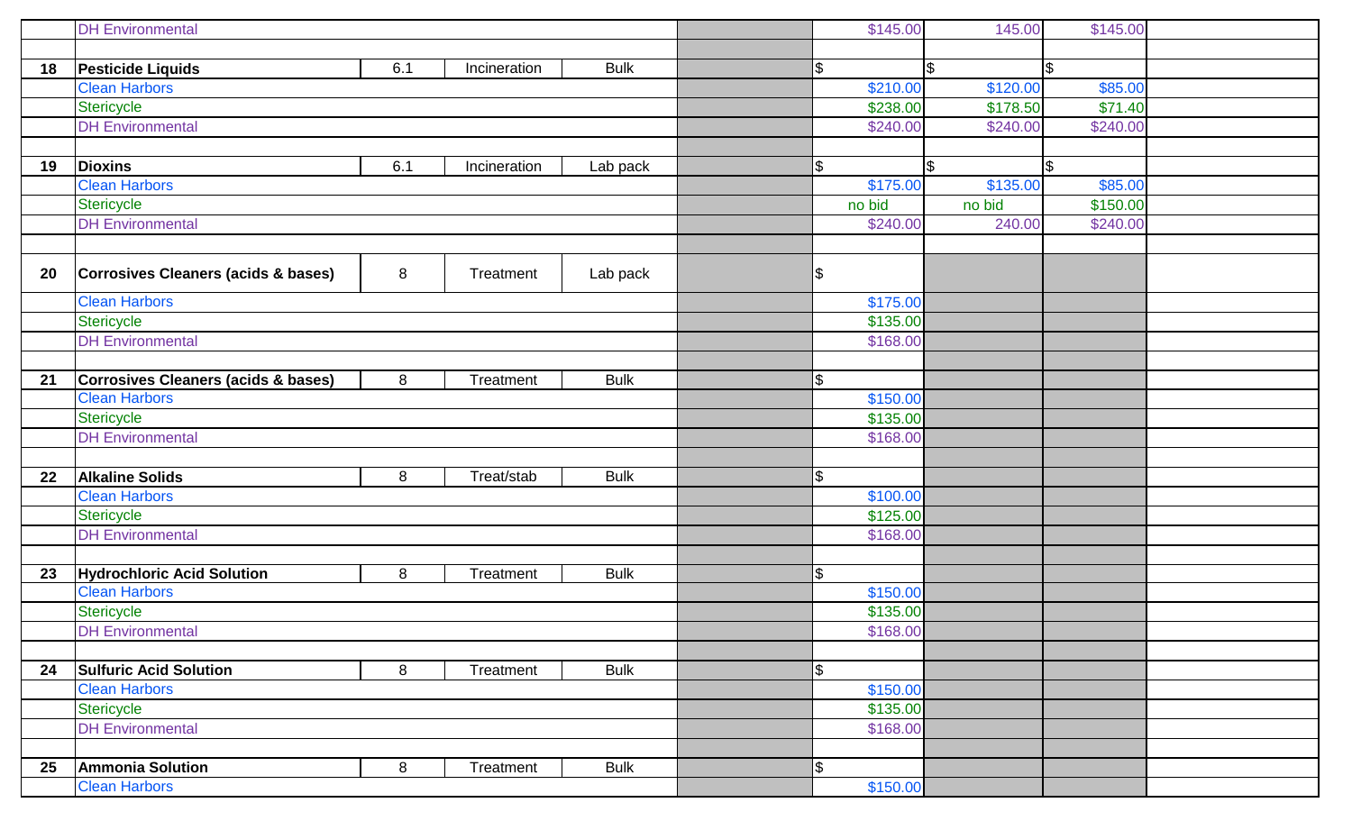| | | | | | | | | | |
|---|---|---|---|---|---|---|---|---|---|
| | DH Environmental | | | | | $145.00 | 145.00 | $145.00 | |
| | | | | | | | | | |
| 18 | **Pesticide Liquids** | 6.1 | Incineration | Bulk | | $ | $ | $ | |
| | Clean Harbors | | | | | $210.00 | $120.00 | $85.00 | |
| | Stericycle | | | | | $238.00 | $178.50 | $71.40 | |
| | DH Environmental | | | | | $240.00 | $240.00 | $240.00 | |
| | | | | | | | | | |
| 19 | **Dioxins** | 6.1 | Incineration | Lab pack | | $ | $ | $ | |
| | Clean Harbors | | | | | $175.00 | $135.00 | $85.00 | |
| | Stericycle | | | | | no bid | no bid | $150.00 | |
| | DH Environmental | | | | | $240.00 | 240.00 | $240.00 | |
| | | | | | | | | | |
| 20 | **Corrosives Cleaners (acids & bases)** | 8 | Treatment | Lab pack | | $ | | | |
| | Clean Harbors | | | | | $175.00 | | | |
| | Stericycle | | | | | $135.00 | | | |
| | DH Environmental | | | | | $168.00 | | | |
| | | | | | | | | | |
| 21 | **Corrosives Cleaners (acids & bases)** | 8 | Treatment | Bulk | | $ | | | |
| | Clean Harbors | | | | | $150.00 | | | |
| | Stericycle | | | | | $135.00 | | | |
| | DH Environmental | | | | | $168.00 | | | |
| | | | | | | | | | |
| 22 | **Alkaline Solids** | 8 | Treat/stab | Bulk | | $ | | | |
| | Clean Harbors | | | | | $100.00 | | | |
| | Stericycle | | | | | $125.00 | | | |
| | DH Environmental | | | | | $168.00 | | | |
| | | | | | | | | | |
| 23 | **Hydrochloric Acid Solution** | 8 | Treatment | Bulk | | $ | | | |
| | Clean Harbors | | | | | $150.00 | | | |
| | Stericycle | | | | | $135.00 | | | |
| | DH Environmental | | | | | $168.00 | | | |
| | | | | | | | | | |
| 24 | **Sulfuric Acid Solution** | 8 | Treatment | Bulk | | $ | | | |
| | Clean Harbors | | | | | $150.00 | | | |
| | Stericycle | | | | | $135.00 | | | |
| | DH Environmental | | | | | $168.00 | | | |
| | | | | | | | | | |
| 25 | **Ammonia Solution** | 8 | Treatment | Bulk | | $ | | | |
| | Clean Harbors | | | | | $150.00 | | | |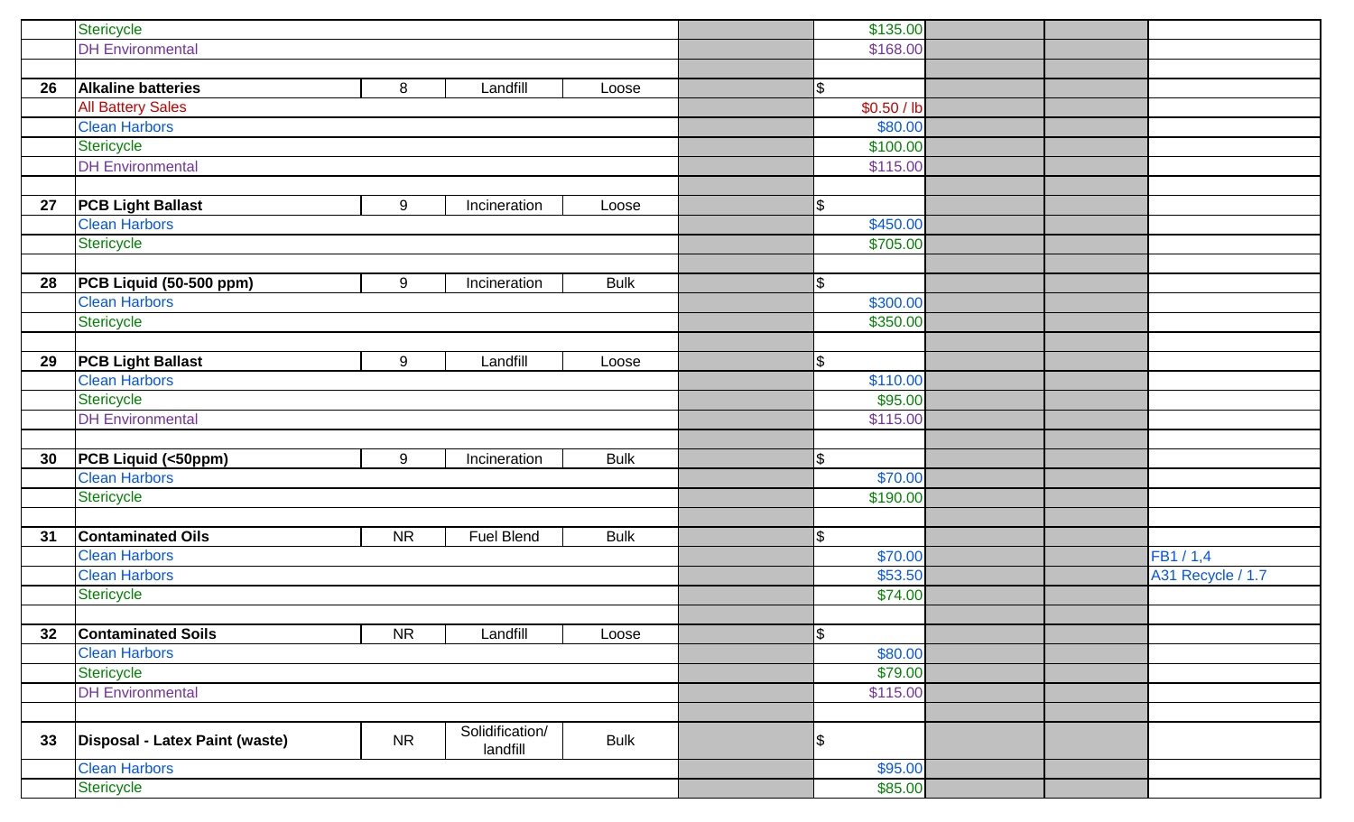| | | | | | | | | | |
|---|---|---|---|---|---|---|---|---|---|
| | Stericycle | | | | | $135.00 | | | |
| | DH Environmental | | | | | $168.00 | | | |
| | | | | | | | | | |
| 26 | **Alkaline batteries** | 8 | Landfill | Loose | | $ | | | |
| | All Battery Sales | | | | | $0.50 / lb | | | |
| | Clean Harbors | | | | | $80.00 | | | |
| | Stericycle | | | | | $100.00 | | | |
| | DH Environmental | | | | | $115.00 | | | |
| | | | | | | | | | |
| 27 | **PCB Light Ballast** | 9 | Incineration | Loose | | $ | | | |
| | Clean Harbors | | | | | $450.00 | | | |
| | Stericycle | | | | | $705.00 | | | |
| | | | | | | | | | |
| 28 | **PCB Liquid (50-500 ppm)** | 9 | Incineration | Bulk | | $ | | | |
| | Clean Harbors | | | | | $300.00 | | | |
| | Stericycle | | | | | $350.00 | | | |
| | | | | | | | | | |
| 29 | **PCB Light Ballast** | 9 | Landfill | Loose | | $ | | | |
| | Clean Harbors | | | | | $110.00 | | | |
| | Stericycle | | | | | $95.00 | | | |
| | DH Environmental | | | | | $115.00 | | | |
| | | | | | | | | | |
| 30 | **PCB Liquid (<50ppm)** | 9 | Incineration | Bulk | | $ | | | |
| | Clean Harbors | | | | | $70.00 | | | |
| | Stericycle | | | | | $190.00 | | | |
| | | | | | | | | | |
| 31 | **Contaminated Oils** | NR | Fuel Blend | Bulk | | $ | | | |
| | Clean Harbors | | | | | $70.00 | | | FB1 / 1,4 |
| | Clean Harbors | | | | | $53.50 | | | A31 Recycle / 1.7 |
| | Stericycle | | | | | $74.00 | | | |
| | | | | | | | | | |
| 32 | **Contaminated Soils** | NR | Landfill | Loose | | $ | | | |
| | Clean Harbors | | | | | $80.00 | | | |
| | Stericycle | | | | | $79.00 | | | |
| | DH Environmental | | | | | $115.00 | | | |
| | | | | | | | | | |
| 33 | **Disposal - Latex Paint (waste)** | NR | Solidification/ landfill | Bulk | | $ | | | |
| | Clean Harbors | | | | | $95.00 | | | |
| | Stericycle | | | | | $85.00 | | | |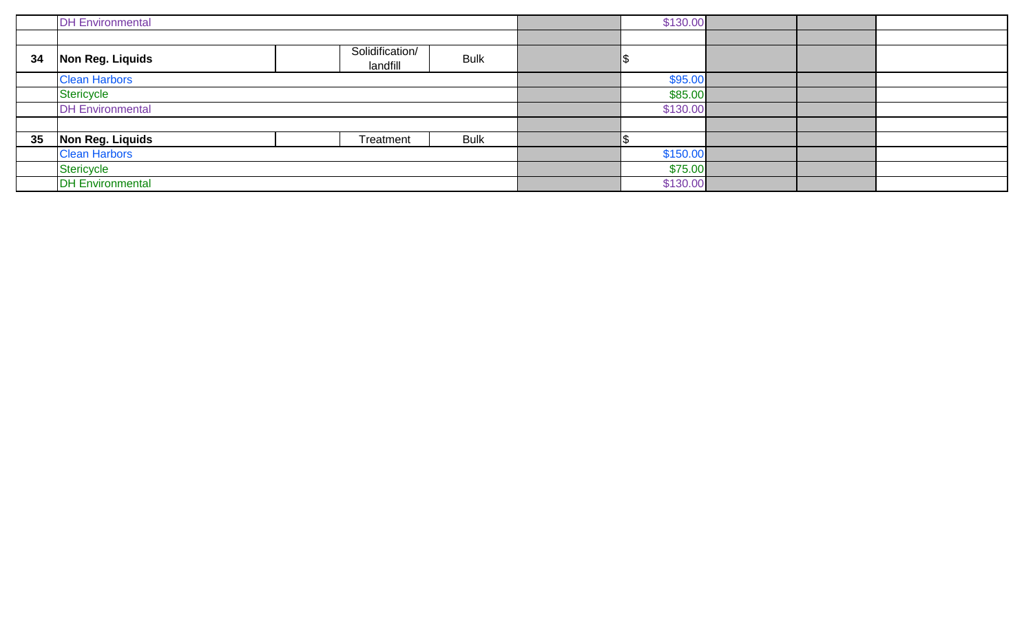| | | | | | | | | | |
|---|---|---|---|---|---|---|---|---|---|
| | DH Environmental | | | | | $130.00 | | | |
| | | | | | | | | | |
| 34 | **Non Reg. Liquids** | | Solidification/ landfill | Bulk | | $ | | | |
| | Clean Harbors | | | | | $95.00 | | | |
| | Stericycle | | | | | $85.00 | | | |
| | DH Environmental | | | | | $130.00 | | | |
| | | | | | | | | | |
| 35 | **Non Reg. Liquids** | | Treatment | Bulk | | $ | | | |
| | Clean Harbors | | | | | $150.00 | | | |
| | Stericycle | | | | | $75.00 | | | |
| | DH Environmental | | | | | $130.00 | | | |